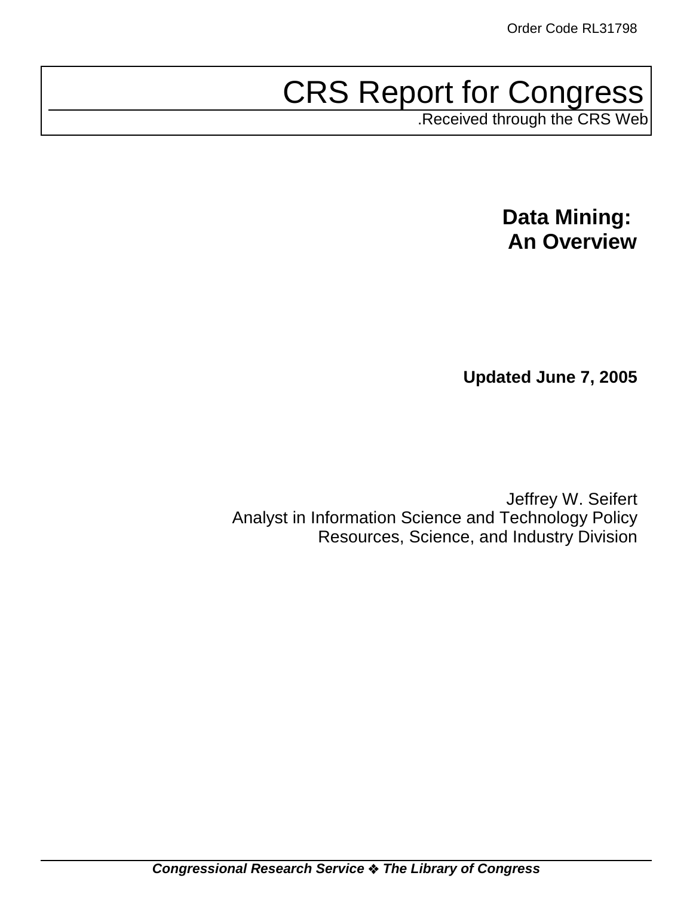Order Code RL31798

# CRS Report for Congress

.Received through the CRS Web

## Data Mining: An Overview

**Updated June 7, 2005**

Jeffrey W. Seifert
Analyst in Information Science and Technology Policy
Resources, Science, and Industry Division

***Congressional Research Service ❖ The Library of Congress***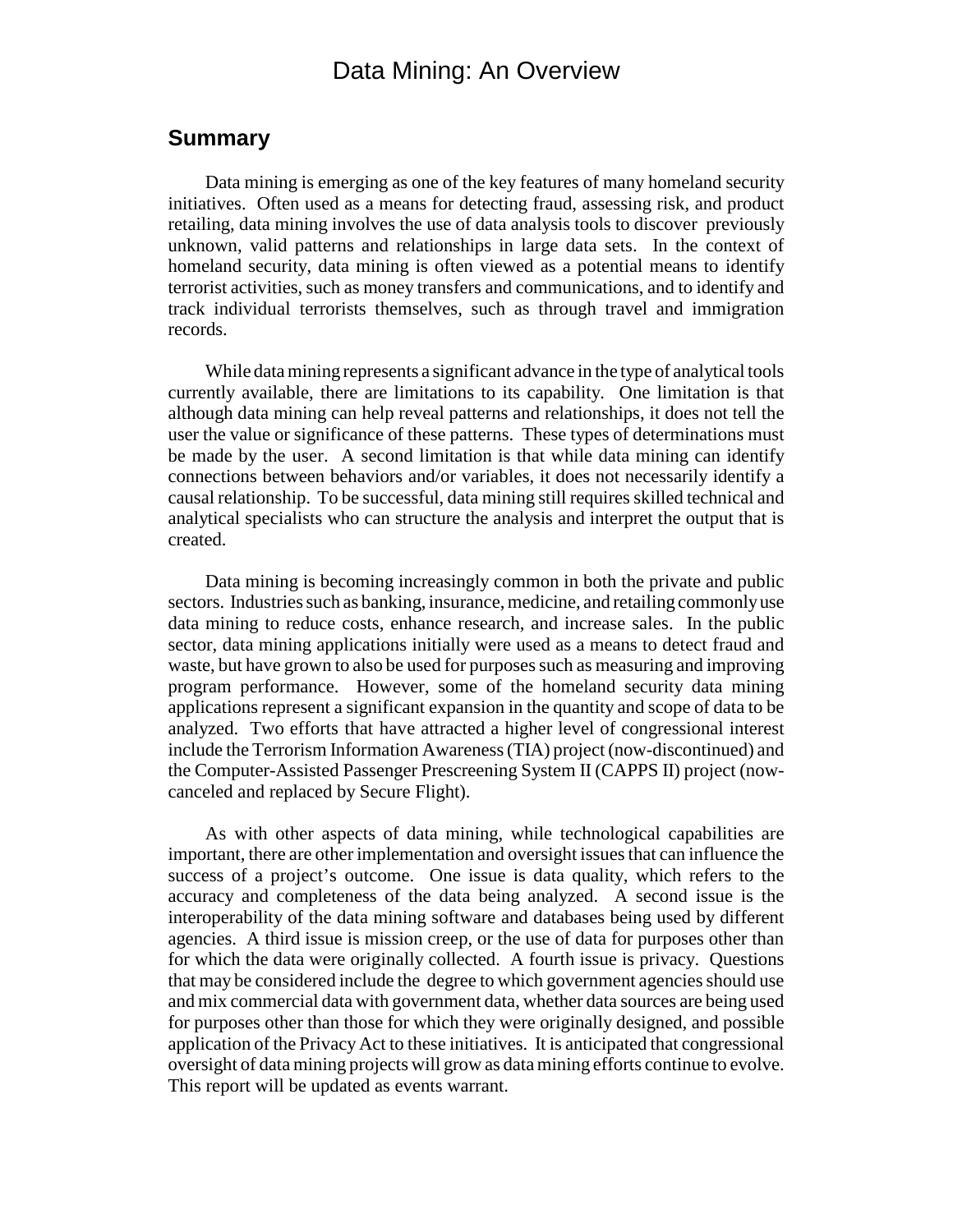# Data Mining: An Overview

## Summary

Data mining is emerging as one of the key features of many homeland security initiatives. Often used as a means for detecting fraud, assessing risk, and product retailing, data mining involves the use of data analysis tools to discover previously unknown, valid patterns and relationships in large data sets. In the context of homeland security, data mining is often viewed as a potential means to identify terrorist activities, such as money transfers and communications, and to identify and track individual terrorists themselves, such as through travel and immigration records.

While data mining represents a significant advance in the type of analytical tools currently available, there are limitations to its capability. One limitation is that although data mining can help reveal patterns and relationships, it does not tell the user the value or significance of these patterns. These types of determinations must be made by the user. A second limitation is that while data mining can identify connections between behaviors and/or variables, it does not necessarily identify a causal relationship. To be successful, data mining still requires skilled technical and analytical specialists who can structure the analysis and interpret the output that is created.

Data mining is becoming increasingly common in both the private and public sectors. Industries such as banking, insurance, medicine, and retailing commonly use data mining to reduce costs, enhance research, and increase sales. In the public sector, data mining applications initially were used as a means to detect fraud and waste, but have grown to also be used for purposes such as measuring and improving program performance. However, some of the homeland security data mining applications represent a significant expansion in the quantity and scope of data to be analyzed. Two efforts that have attracted a higher level of congressional interest include the Terrorism Information Awareness (TIA) project (now-discontinued) and the Computer-Assisted Passenger Prescreening System II (CAPPS II) project (now-canceled and replaced by Secure Flight).

As with other aspects of data mining, while technological capabilities are important, there are other implementation and oversight issues that can influence the success of a project's outcome. One issue is data quality, which refers to the accuracy and completeness of the data being analyzed. A second issue is the interoperability of the data mining software and databases being used by different agencies. A third issue is mission creep, or the use of data for purposes other than for which the data were originally collected. A fourth issue is privacy. Questions that may be considered include the degree to which government agencies should use and mix commercial data with government data, whether data sources are being used for purposes other than those for which they were originally designed, and possible application of the Privacy Act to these initiatives. It is anticipated that congressional oversight of data mining projects will grow as data mining efforts continue to evolve. This report will be updated as events warrant.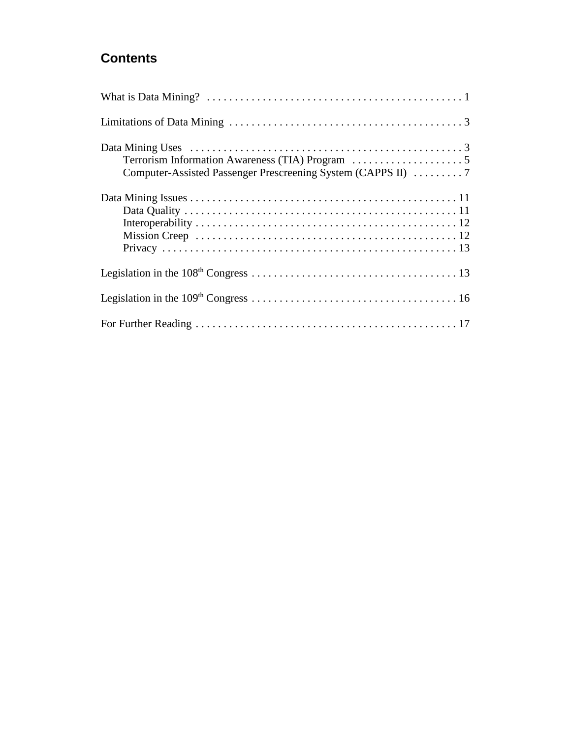## Contents

What is Data Mining? . . . . . . . . . . . . . . . . . . . . . . . . . . . . . . . . . . . . . . . . . . . . . 1

Limitations of Data Mining . . . . . . . . . . . . . . . . . . . . . . . . . . . . . . . . . . . . . . . . . . 3

Data Mining Uses . . . . . . . . . . . . . . . . . . . . . . . . . . . . . . . . . . . . . . . . . . . . . . . . 3
- Terrorism Information Awareness (TIA) Program . . . . . . . . . . . . . . . . . . . . 5
- Computer-Assisted Passenger Prescreening System (CAPPS II) . . . . . . . . . 7

Data Mining Issues . . . . . . . . . . . . . . . . . . . . . . . . . . . . . . . . . . . . . . . . . . . . . . . 11
- Data Quality . . . . . . . . . . . . . . . . . . . . . . . . . . . . . . . . . . . . . . . . . . . . . . . . 11
- Interoperability . . . . . . . . . . . . . . . . . . . . . . . . . . . . . . . . . . . . . . . . . . . . . . 12
- Mission Creep . . . . . . . . . . . . . . . . . . . . . . . . . . . . . . . . . . . . . . . . . . . . . . 12
- Privacy . . . . . . . . . . . . . . . . . . . . . . . . . . . . . . . . . . . . . . . . . . . . . . . . . . . 13

Legislation in the 108th Congress . . . . . . . . . . . . . . . . . . . . . . . . . . . . . . . . . . . . . 13

Legislation in the 109th Congress . . . . . . . . . . . . . . . . . . . . . . . . . . . . . . . . . . . . . 16

For Further Reading . . . . . . . . . . . . . . . . . . . . . . . . . . . . . . . . . . . . . . . . . . . . . . 17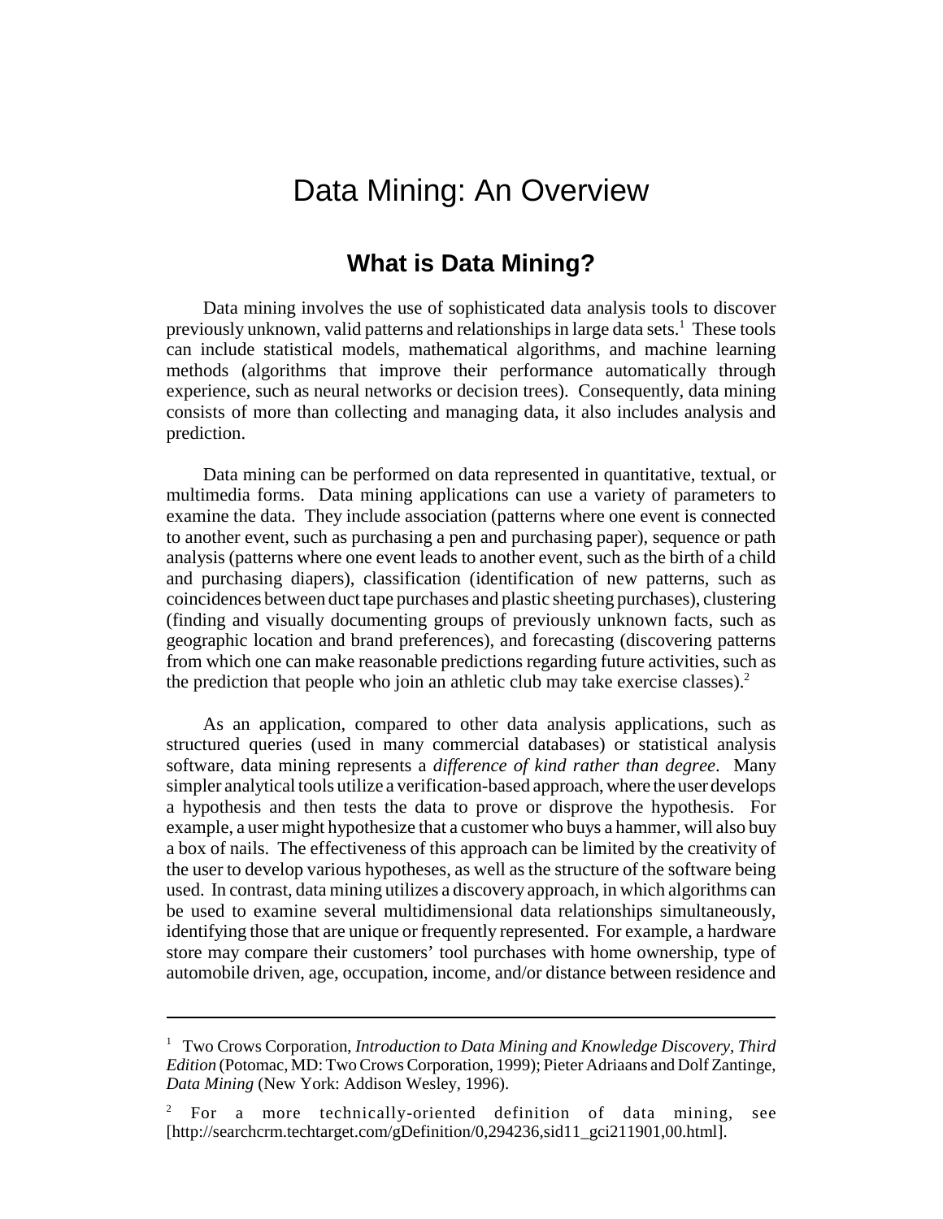# Data Mining: An Overview

## What is Data Mining?

Data mining involves the use of sophisticated data analysis tools to discover previously unknown, valid patterns and relationships in large data sets.[1] These tools can include statistical models, mathematical algorithms, and machine learning methods (algorithms that improve their performance automatically through experience, such as neural networks or decision trees). Consequently, data mining consists of more than collecting and managing data, it also includes analysis and prediction.

Data mining can be performed on data represented in quantitative, textual, or multimedia forms. Data mining applications can use a variety of parameters to examine the data. They include association (patterns where one event is connected to another event, such as purchasing a pen and purchasing paper), sequence or path analysis (patterns where one event leads to another event, such as the birth of a child and purchasing diapers), classification (identification of new patterns, such as coincidences between duct tape purchases and plastic sheeting purchases), clustering (finding and visually documenting groups of previously unknown facts, such as geographic location and brand preferences), and forecasting (discovering patterns from which one can make reasonable predictions regarding future activities, such as the prediction that people who join an athletic club may take exercise classes).[2]

As an application, compared to other data analysis applications, such as structured queries (used in many commercial databases) or statistical analysis software, data mining represents a *difference of kind rather than degree*. Many simpler analytical tools utilize a verification-based approach, where the user develops a hypothesis and then tests the data to prove or disprove the hypothesis. For example, a user might hypothesize that a customer who buys a hammer, will also buy a box of nails. The effectiveness of this approach can be limited by the creativity of the user to develop various hypotheses, as well as the structure of the software being used. In contrast, data mining utilizes a discovery approach, in which algorithms can be used to examine several multidimensional data relationships simultaneously, identifying those that are unique or frequently represented. For example, a hardware store may compare their customers' tool purchases with home ownership, type of automobile driven, age, occupation, income, and/or distance between residence and

---

[1] Two Crows Corporation, *Introduction to Data Mining and Knowledge Discovery, Third Edition* (Potomac, MD: Two Crows Corporation, 1999); Pieter Adriaans and Dolf Zantinge, *Data Mining* (New York: Addison Wesley, 1996).

[2] For a more technically-oriented definition of data mining, see [http://searchcrm.techtarget.com/gDefinition/0,294236,sid11_gci211901,00.html].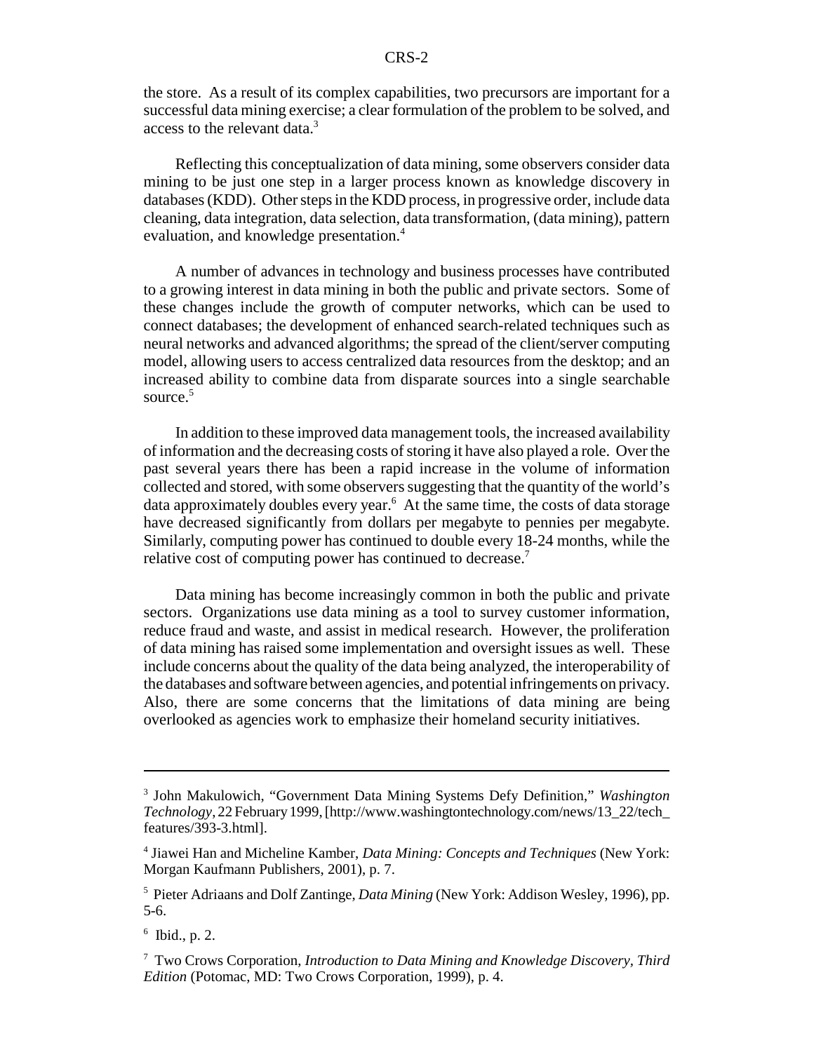the store. As a result of its complex capabilities, two precursors are important for a successful data mining exercise; a clear formulation of the problem to be solved, and access to the relevant data.[3]

Reflecting this conceptualization of data mining, some observers consider data mining to be just one step in a larger process known as knowledge discovery in databases (KDD). Other steps in the KDD process, in progressive order, include data cleaning, data integration, data selection, data transformation, (data mining), pattern evaluation, and knowledge presentation.[4]

A number of advances in technology and business processes have contributed to a growing interest in data mining in both the public and private sectors. Some of these changes include the growth of computer networks, which can be used to connect databases; the development of enhanced search-related techniques such as neural networks and advanced algorithms; the spread of the client/server computing model, allowing users to access centralized data resources from the desktop; and an increased ability to combine data from disparate sources into a single searchable source.[5]

In addition to these improved data management tools, the increased availability of information and the decreasing costs of storing it have also played a role. Over the past several years there has been a rapid increase in the volume of information collected and stored, with some observers suggesting that the quantity of the world's data approximately doubles every year.[6] At the same time, the costs of data storage have decreased significantly from dollars per megabyte to pennies per megabyte. Similarly, computing power has continued to double every 18-24 months, while the relative cost of computing power has continued to decrease.[7]

Data mining has become increasingly common in both the public and private sectors. Organizations use data mining as a tool to survey customer information, reduce fraud and waste, and assist in medical research. However, the proliferation of data mining has raised some implementation and oversight issues as well. These include concerns about the quality of the data being analyzed, the interoperability of the databases and software between agencies, and potential infringements on privacy. Also, there are some concerns that the limitations of data mining are being overlooked as agencies work to emphasize their homeland security initiatives.

---

[3] John Makulowich, "Government Data Mining Systems Defy Definition," *Washington Technology*, 22 February 1999, [http://www.washingtontechnology.com/news/13_22/tech_features/393-3.html].

[4] Jiawei Han and Micheline Kamber, *Data Mining: Concepts and Techniques* (New York: Morgan Kaufmann Publishers, 2001), p. 7.

[5] Pieter Adriaans and Dolf Zantinge, *Data Mining* (New York: Addison Wesley, 1996), pp. 5-6.

[6] Ibid., p. 2.

[7] Two Crows Corporation, *Introduction to Data Mining and Knowledge Discovery, Third Edition* (Potomac, MD: Two Crows Corporation, 1999), p. 4.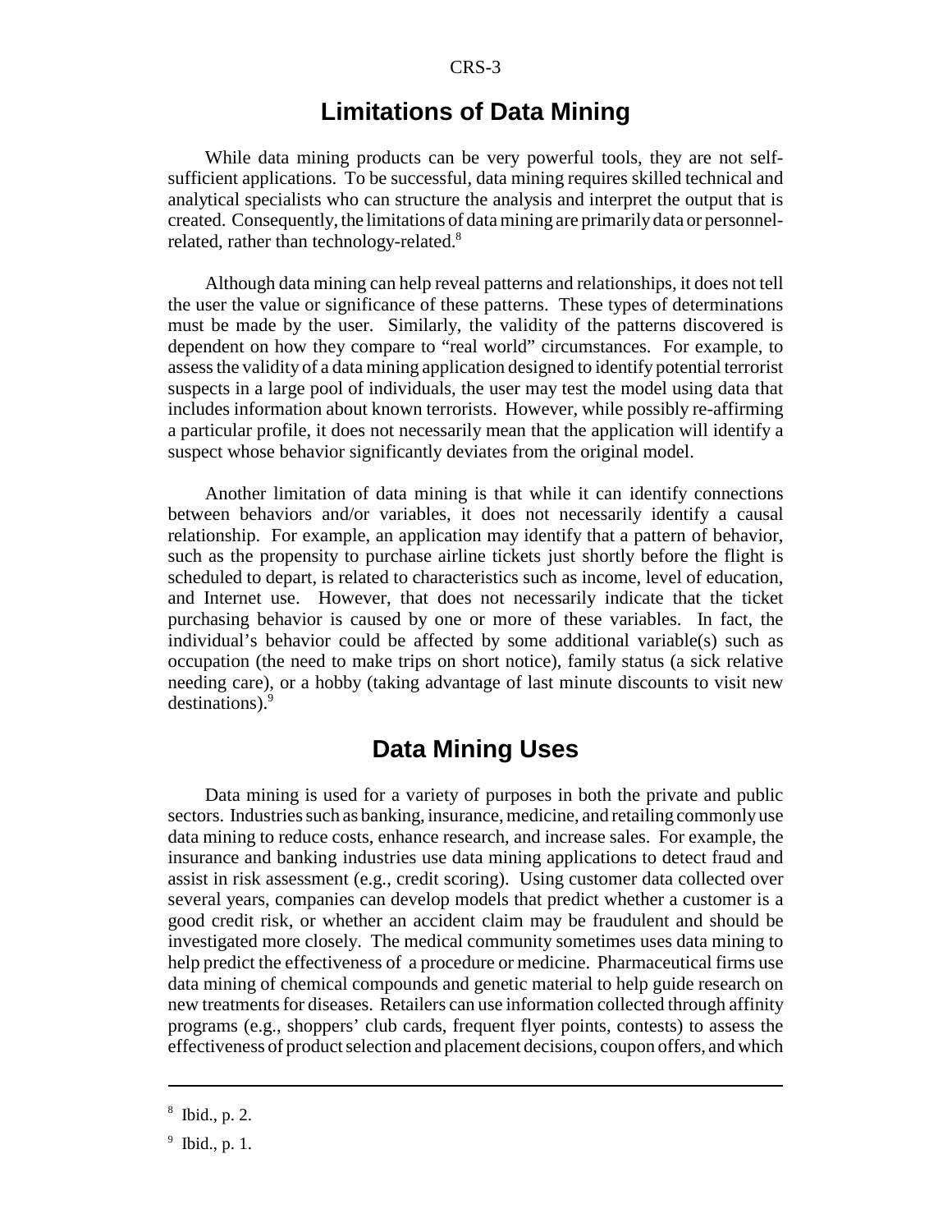## Limitations of Data Mining

While data mining products can be very powerful tools, they are not self-sufficient applications. To be successful, data mining requires skilled technical and analytical specialists who can structure the analysis and interpret the output that is created. Consequently, the limitations of data mining are primarily data or personnel-related, rather than technology-related.[8]

Although data mining can help reveal patterns and relationships, it does not tell the user the value or significance of these patterns. These types of determinations must be made by the user. Similarly, the validity of the patterns discovered is dependent on how they compare to "real world" circumstances. For example, to assess the validity of a data mining application designed to identify potential terrorist suspects in a large pool of individuals, the user may test the model using data that includes information about known terrorists. However, while possibly re-affirming a particular profile, it does not necessarily mean that the application will identify a suspect whose behavior significantly deviates from the original model.

Another limitation of data mining is that while it can identify connections between behaviors and/or variables, it does not necessarily identify a causal relationship. For example, an application may identify that a pattern of behavior, such as the propensity to purchase airline tickets just shortly before the flight is scheduled to depart, is related to characteristics such as income, level of education, and Internet use. However, that does not necessarily indicate that the ticket purchasing behavior is caused by one or more of these variables. In fact, the individual's behavior could be affected by some additional variable(s) such as occupation (the need to make trips on short notice), family status (a sick relative needing care), or a hobby (taking advantage of last minute discounts to visit new destinations).[9]

## Data Mining Uses

Data mining is used for a variety of purposes in both the private and public sectors. Industries such as banking, insurance, medicine, and retailing commonly use data mining to reduce costs, enhance research, and increase sales. For example, the insurance and banking industries use data mining applications to detect fraud and assist in risk assessment (e.g., credit scoring). Using customer data collected over several years, companies can develop models that predict whether a customer is a good credit risk, or whether an accident claim may be fraudulent and should be investigated more closely. The medical community sometimes uses data mining to help predict the effectiveness of a procedure or medicine. Pharmaceutical firms use data mining of chemical compounds and genetic material to help guide research on new treatments for diseases. Retailers can use information collected through affinity programs (e.g., shoppers' club cards, frequent flyer points, contests) to assess the effectiveness of product selection and placement decisions, coupon offers, and which

---

[8] Ibid., p. 2.

[9] Ibid., p. 1.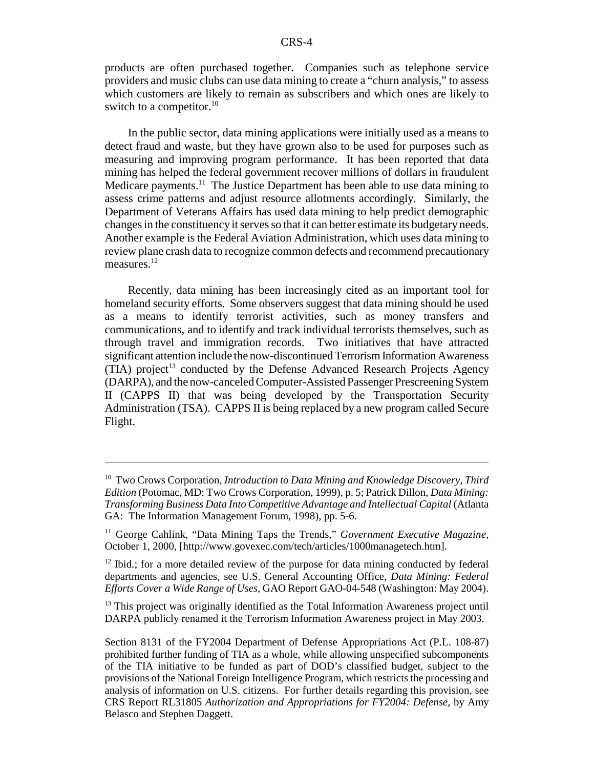products are often purchased together. Companies such as telephone service providers and music clubs can use data mining to create a "churn analysis," to assess which customers are likely to remain as subscribers and which ones are likely to switch to a competitor.[10]

In the public sector, data mining applications were initially used as a means to detect fraud and waste, but they have grown also to be used for purposes such as measuring and improving program performance. It has been reported that data mining has helped the federal government recover millions of dollars in fraudulent Medicare payments.[11] The Justice Department has been able to use data mining to assess crime patterns and adjust resource allotments accordingly. Similarly, the Department of Veterans Affairs has used data mining to help predict demographic changes in the constituency it serves so that it can better estimate its budgetary needs. Another example is the Federal Aviation Administration, which uses data mining to review plane crash data to recognize common defects and recommend precautionary measures.[12]

Recently, data mining has been increasingly cited as an important tool for homeland security efforts. Some observers suggest that data mining should be used as a means to identify terrorist activities, such as money transfers and communications, and to identify and track individual terrorists themselves, such as through travel and immigration records. Two initiatives that have attracted significant attention include the now-discontinued Terrorism Information Awareness (TIA) project[13] conducted by the Defense Advanced Research Projects Agency (DARPA), and the now-canceled Computer-Assisted Passenger Prescreening System II (CAPPS II) that was being developed by the Transportation Security Administration (TSA). CAPPS II is being replaced by a new program called Secure Flight.

---

[10] Two Crows Corporation, *Introduction to Data Mining and Knowledge Discovery, Third Edition* (Potomac, MD: Two Crows Corporation, 1999), p. 5; Patrick Dillon, *Data Mining: Transforming Business Data Into Competitive Advantage and Intellectual Capital* (Atlanta GA: The Information Management Forum, 1998), pp. 5-6.

[11] George Cahlink, "Data Mining Taps the Trends," *Government Executive Magazine*, October 1, 2000, [http://www.govexec.com/tech/articles/1000managetech.htm].

[12] Ibid.; for a more detailed review of the purpose for data mining conducted by federal departments and agencies, see U.S. General Accounting Office, *Data Mining: Federal Efforts Cover a Wide Range of Uses*, GAO Report GAO-04-548 (Washington: May 2004).

[13] This project was originally identified as the Total Information Awareness project until DARPA publicly renamed it the Terrorism Information Awareness project in May 2003.

Section 8131 of the FY2004 Department of Defense Appropriations Act (P.L. 108-87) prohibited further funding of TIA as a whole, while allowing unspecified subcomponents of the TIA initiative to be funded as part of DOD's classified budget, subject to the provisions of the National Foreign Intelligence Program, which restricts the processing and analysis of information on U.S. citizens. For further details regarding this provision, see CRS Report RL31805 *Authorization and Appropriations for FY2004: Defense*, by Amy Belasco and Stephen Daggett.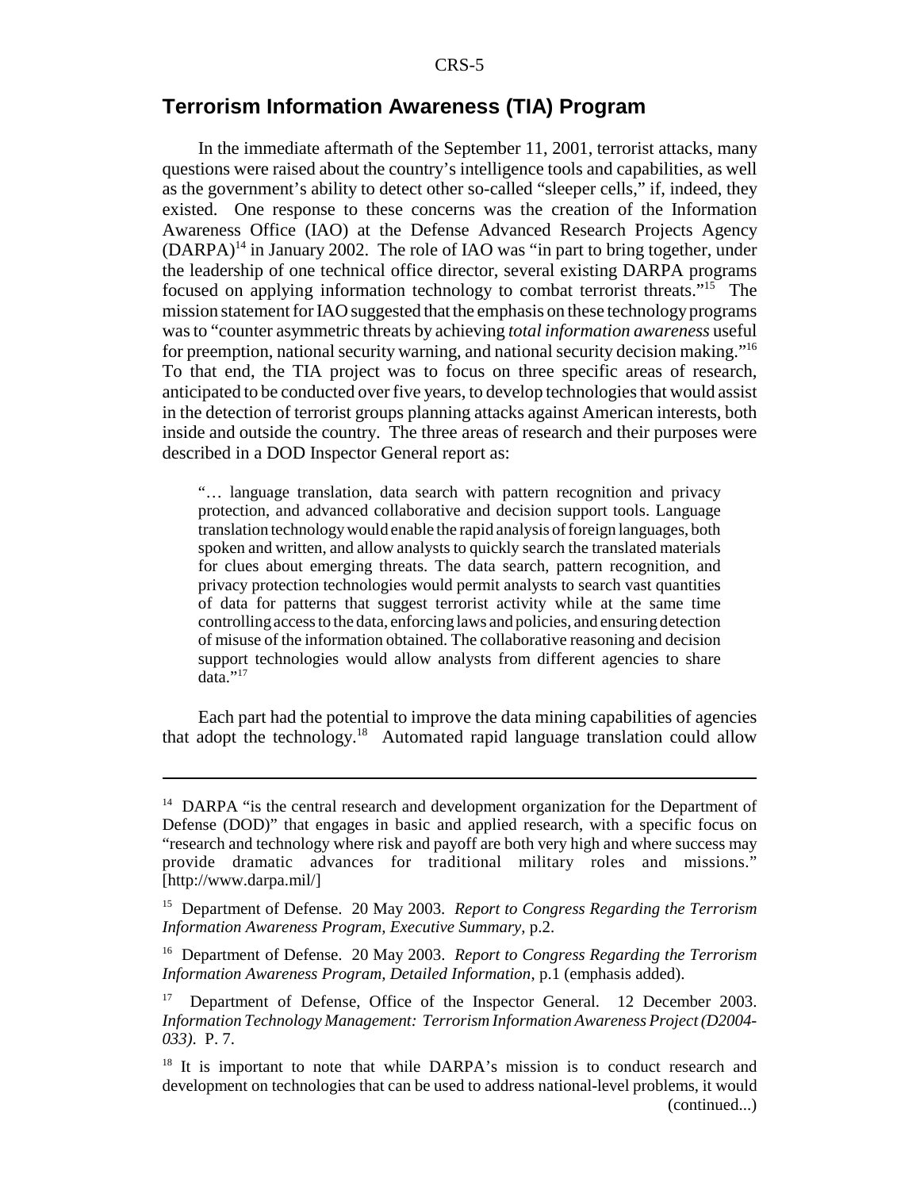## Terrorism Information Awareness (TIA) Program

In the immediate aftermath of the September 11, 2001, terrorist attacks, many questions were raised about the country's intelligence tools and capabilities, as well as the government's ability to detect other so-called "sleeper cells," if, indeed, they existed. One response to these concerns was the creation of the Information Awareness Office (IAO) at the Defense Advanced Research Projects Agency (DARPA)[14] in January 2002. The role of IAO was "in part to bring together, under the leadership of one technical office director, several existing DARPA programs focused on applying information technology to combat terrorist threats."[15] The mission statement for IAO suggested that the emphasis on these technology programs was to "counter asymmetric threats by achieving *total information awareness* useful for preemption, national security warning, and national security decision making."[16] To that end, the TIA project was to focus on three specific areas of research, anticipated to be conducted over five years, to develop technologies that would assist in the detection of terrorist groups planning attacks against American interests, both inside and outside the country. The three areas of research and their purposes were described in a DOD Inspector General report as:

> "… language translation, data search with pattern recognition and privacy protection, and advanced collaborative and decision support tools. Language translation technology would enable the rapid analysis of foreign languages, both spoken and written, and allow analysts to quickly search the translated materials for clues about emerging threats. The data search, pattern recognition, and privacy protection technologies would permit analysts to search vast quantities of data for patterns that suggest terrorist activity while at the same time controlling access to the data, enforcing laws and policies, and ensuring detection of misuse of the information obtained. The collaborative reasoning and decision support technologies would allow analysts from different agencies to share data."[17]

Each part had the potential to improve the data mining capabilities of agencies that adopt the technology.[18] Automated rapid language translation could allow

---

[14] DARPA "is the central research and development organization for the Department of Defense (DOD)" that engages in basic and applied research, with a specific focus on "research and technology where risk and payoff are both very high and where success may provide dramatic advances for traditional military roles and missions." [http://www.darpa.mil/]

[15] Department of Defense. 20 May 2003. *Report to Congress Regarding the Terrorism Information Awareness Program, Executive Summary*, p.2.

[16] Department of Defense. 20 May 2003. *Report to Congress Regarding the Terrorism Information Awareness Program, Detailed Information*, p.1 (emphasis added).

[17] Department of Defense, Office of the Inspector General. 12 December 2003. *Information Technology Management: Terrorism Information Awareness Project (D2004-033)*. P. 7.

[18] It is important to note that while DARPA's mission is to conduct research and development on technologies that can be used to address national-level problems, it would (continued...)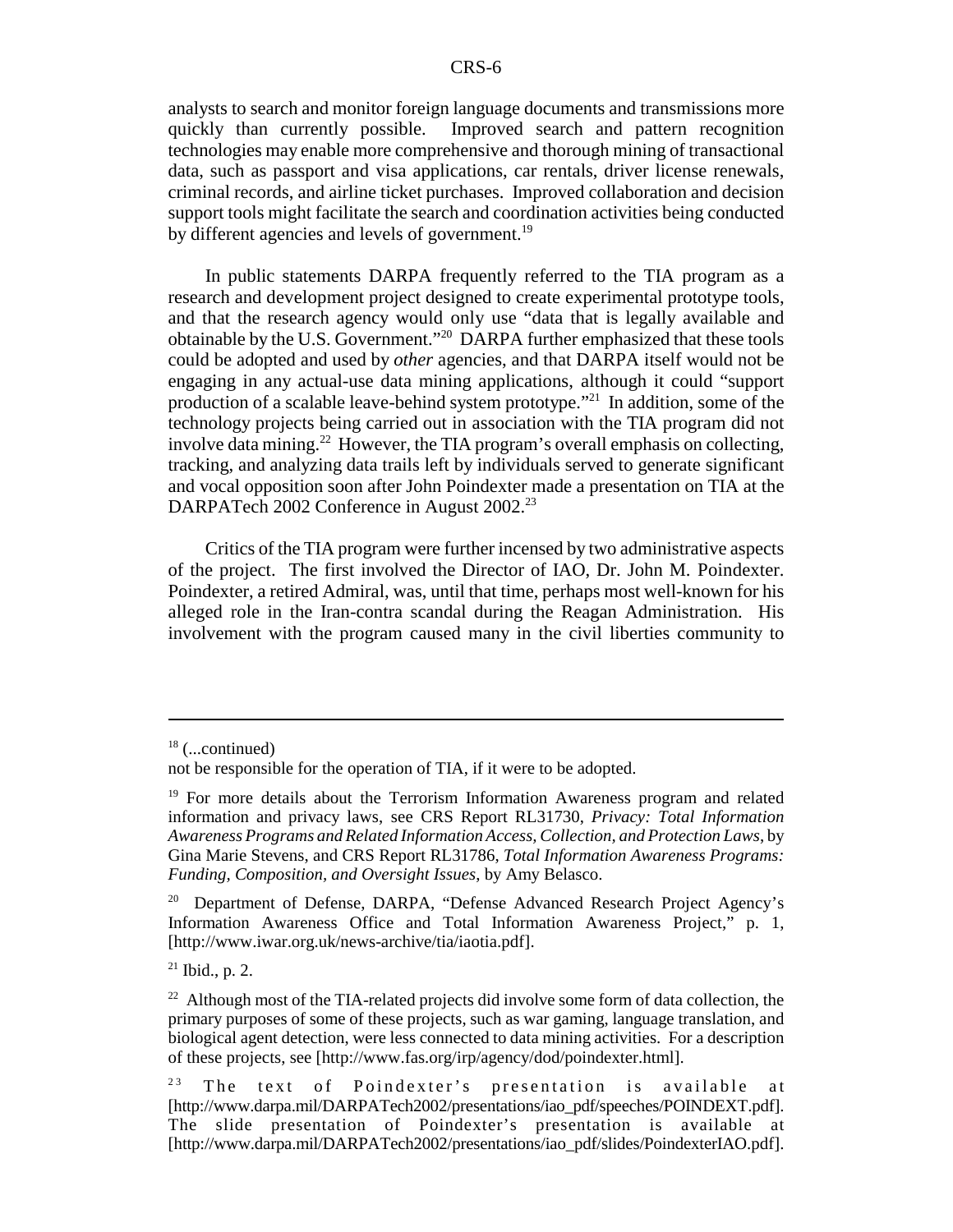analysts to search and monitor foreign language documents and transmissions more quickly than currently possible. Improved search and pattern recognition technologies may enable more comprehensive and thorough mining of transactional data, such as passport and visa applications, car rentals, driver license renewals, criminal records, and airline ticket purchases. Improved collaboration and decision support tools might facilitate the search and coordination activities being conducted by different agencies and levels of government.[19]

In public statements DARPA frequently referred to the TIA program as a research and development project designed to create experimental prototype tools, and that the research agency would only use "data that is legally available and obtainable by the U.S. Government."[20] DARPA further emphasized that these tools could be adopted and used by *other* agencies, and that DARPA itself would not be engaging in any actual-use data mining applications, although it could "support production of a scalable leave-behind system prototype."[21] In addition, some of the technology projects being carried out in association with the TIA program did not involve data mining.[22] However, the TIA program's overall emphasis on collecting, tracking, and analyzing data trails left by individuals served to generate significant and vocal opposition soon after John Poindexter made a presentation on TIA at the DARPATech 2002 Conference in August 2002.[23]

Critics of the TIA program were further incensed by two administrative aspects of the project. The first involved the Director of IAO, Dr. John M. Poindexter. Poindexter, a retired Admiral, was, until that time, perhaps most well-known for his alleged role in the Iran-contra scandal during the Reagan Administration. His involvement with the program caused many in the civil liberties community to

---

[18] (...continued)
not be responsible for the operation of TIA, if it were to be adopted.

[19] For more details about the Terrorism Information Awareness program and related information and privacy laws, see CRS Report RL31730, *Privacy: Total Information Awareness Programs and Related Information Access, Collection, and Protection Laws*, by Gina Marie Stevens, and CRS Report RL31786, *Total Information Awareness Programs: Funding, Composition, and Oversight Issues*, by Amy Belasco.

[20] Department of Defense, DARPA, "Defense Advanced Research Project Agency's Information Awareness Office and Total Information Awareness Project," p. 1, [http://www.iwar.org.uk/news-archive/tia/iaotia.pdf].

[21] Ibid., p. 2.

[22] Although most of the TIA-related projects did involve some form of data collection, the primary purposes of some of these projects, such as war gaming, language translation, and biological agent detection, were less connected to data mining activities. For a description of these projects, see [http://www.fas.org/irp/agency/dod/poindexter.html].

[23] The text of Poindexter's presentation is available at [http://www.darpa.mil/DARPATech2002/presentations/iao_pdf/speeches/POINDEXT.pdf]. The slide presentation of Poindexter's presentation is available at [http://www.darpa.mil/DARPATech2002/presentations/iao_pdf/slides/PoindexterIAO.pdf].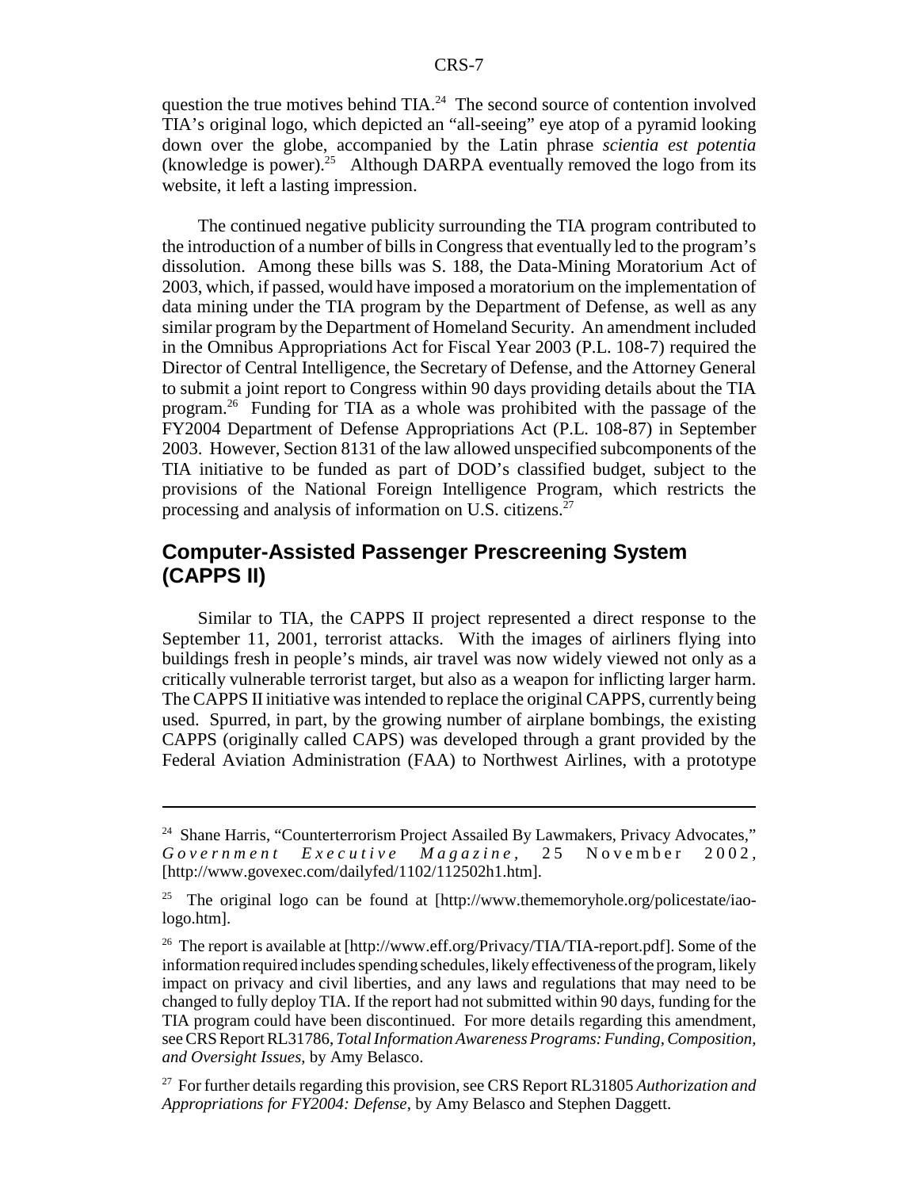question the true motives behind TIA.[24] The second source of contention involved TIA's original logo, which depicted an "all-seeing" eye atop of a pyramid looking down over the globe, accompanied by the Latin phrase *scientia est potentia* (knowledge is power).[25] Although DARPA eventually removed the logo from its website, it left a lasting impression.

The continued negative publicity surrounding the TIA program contributed to the introduction of a number of bills in Congress that eventually led to the program's dissolution. Among these bills was S. 188, the Data-Mining Moratorium Act of 2003, which, if passed, would have imposed a moratorium on the implementation of data mining under the TIA program by the Department of Defense, as well as any similar program by the Department of Homeland Security. An amendment included in the Omnibus Appropriations Act for Fiscal Year 2003 (P.L. 108-7) required the Director of Central Intelligence, the Secretary of Defense, and the Attorney General to submit a joint report to Congress within 90 days providing details about the TIA program.[26] Funding for TIA as a whole was prohibited with the passage of the FY2004 Department of Defense Appropriations Act (P.L. 108-87) in September 2003. However, Section 8131 of the law allowed unspecified subcomponents of the TIA initiative to be funded as part of DOD's classified budget, subject to the provisions of the National Foreign Intelligence Program, which restricts the processing and analysis of information on U.S. citizens.[27]

## Computer-Assisted Passenger Prescreening System (CAPPS II)

Similar to TIA, the CAPPS II project represented a direct response to the September 11, 2001, terrorist attacks. With the images of airliners flying into buildings fresh in people's minds, air travel was now widely viewed not only as a critically vulnerable terrorist target, but also as a weapon for inflicting larger harm. The CAPPS II initiative was intended to replace the original CAPPS, currently being used. Spurred, in part, by the growing number of airplane bombings, the existing CAPPS (originally called CAPS) was developed through a grant provided by the Federal Aviation Administration (FAA) to Northwest Airlines, with a prototype

---

[24] Shane Harris, "Counterterrorism Project Assailed By Lawmakers, Privacy Advocates," *Government Executive Magazine*, 25 November 2002, [http://www.govexec.com/dailyfed/1102/112502h1.htm].

[25] The original logo can be found at [http://www.thememoryhole.org/policestate/iao-logo.htm].

[26] The report is available at [http://www.eff.org/Privacy/TIA/TIA-report.pdf]. Some of the information required includes spending schedules, likely effectiveness of the program, likely impact on privacy and civil liberties, and any laws and regulations that may need to be changed to fully deploy TIA. If the report had not submitted within 90 days, funding for the TIA program could have been discontinued. For more details regarding this amendment, see CRS Report RL31786, *Total Information Awareness Programs: Funding, Composition, and Oversight Issues*, by Amy Belasco.

[27] For further details regarding this provision, see CRS Report RL31805 *Authorization and Appropriations for FY2004: Defense*, by Amy Belasco and Stephen Daggett.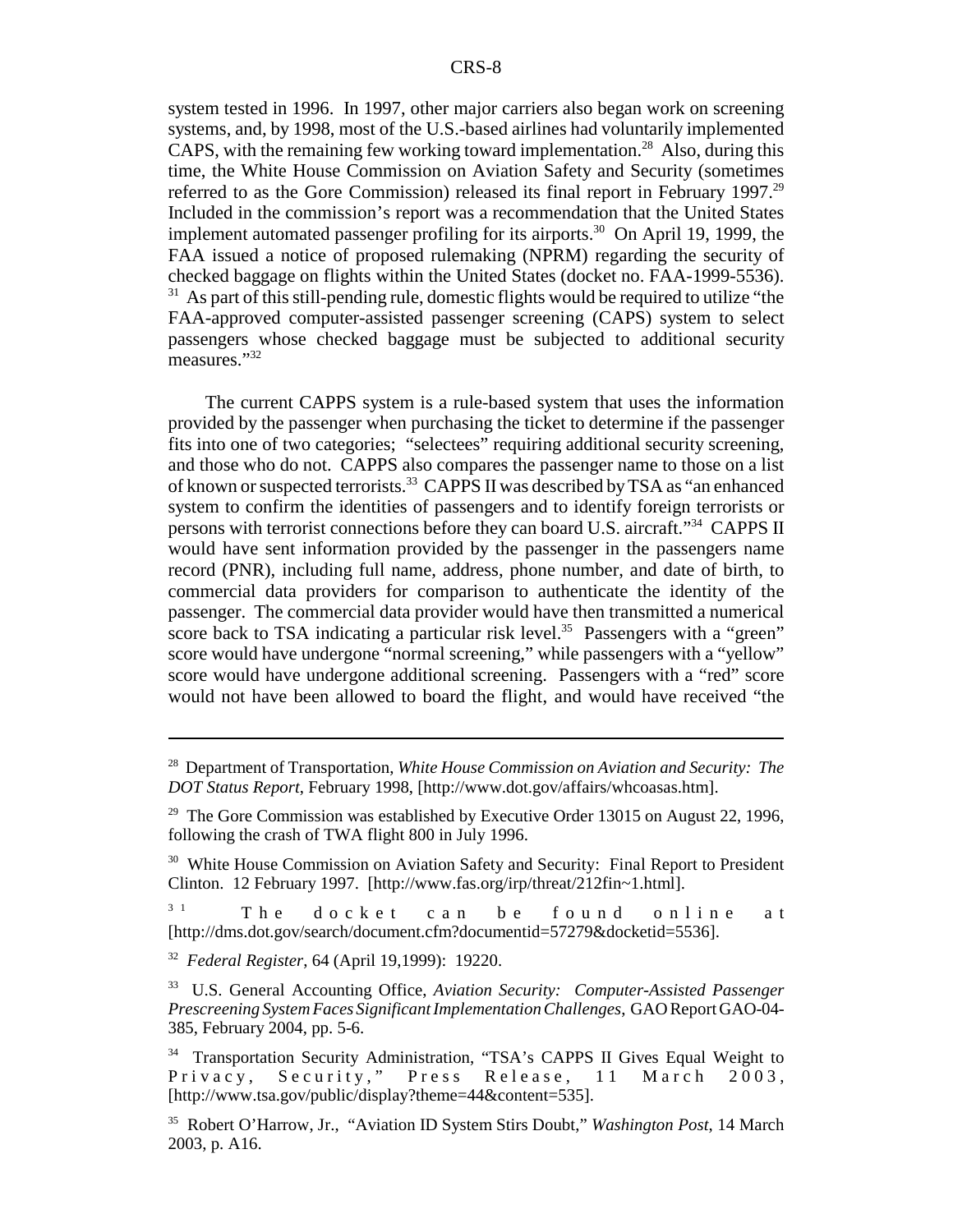system tested in 1996. In 1997, other major carriers also began work on screening systems, and, by 1998, most of the U.S.-based airlines had voluntarily implemented CAPS, with the remaining few working toward implementation.[28] Also, during this time, the White House Commission on Aviation Safety and Security (sometimes referred to as the Gore Commission) released its final report in February 1997.[29] Included in the commission's report was a recommendation that the United States implement automated passenger profiling for its airports.[30] On April 19, 1999, the FAA issued a notice of proposed rulemaking (NPRM) regarding the security of checked baggage on flights within the United States (docket no. FAA-1999-5536).[31] As part of this still-pending rule, domestic flights would be required to utilize "the FAA-approved computer-assisted passenger screening (CAPS) system to select passengers whose checked baggage must be subjected to additional security measures."[32]

The current CAPPS system is a rule-based system that uses the information provided by the passenger when purchasing the ticket to determine if the passenger fits into one of two categories; "selectees" requiring additional security screening, and those who do not. CAPPS also compares the passenger name to those on a list of known or suspected terrorists.[33] CAPPS II was described by TSA as "an enhanced system to confirm the identities of passengers and to identify foreign terrorists or persons with terrorist connections before they can board U.S. aircraft."[34] CAPPS II would have sent information provided by the passenger in the passengers name record (PNR), including full name, address, phone number, and date of birth, to commercial data providers for comparison to authenticate the identity of the passenger. The commercial data provider would have then transmitted a numerical score back to TSA indicating a particular risk level.[35] Passengers with a "green" score would have undergone "normal screening," while passengers with a "yellow" score would have undergone additional screening. Passengers with a "red" score would not have been allowed to board the flight, and would have received "the

---

[28] Department of Transportation, *White House Commission on Aviation and Security: The DOT Status Report*, February 1998, [http://www.dot.gov/affairs/whcoasas.htm].

[29] The Gore Commission was established by Executive Order 13015 on August 22, 1996, following the crash of TWA flight 800 in July 1996.

[30] White House Commission on Aviation Safety and Security: Final Report to President Clinton. 12 February 1997. [http://www.fas.org/irp/threat/212fin~1.html].

[31] The docket can be found online at [http://dms.dot.gov/search/document.cfm?documentid=57279&docketid=5536].

[32] *Federal Register*, 64 (April 19,1999): 19220.

[33] U.S. General Accounting Office, *Aviation Security: Computer-Assisted Passenger Prescreening System Faces Significant Implementation Challenges*, GAO Report GAO-04-385, February 2004, pp. 5-6.

[34] Transportation Security Administration, "TSA's CAPPS II Gives Equal Weight to Privacy, Security," Press Release, 11 March 2003, [http://www.tsa.gov/public/display?theme=44&content=535].

[35] Robert O'Harrow, Jr., "Aviation ID System Stirs Doubt," *Washington Post*, 14 March 2003, p. A16.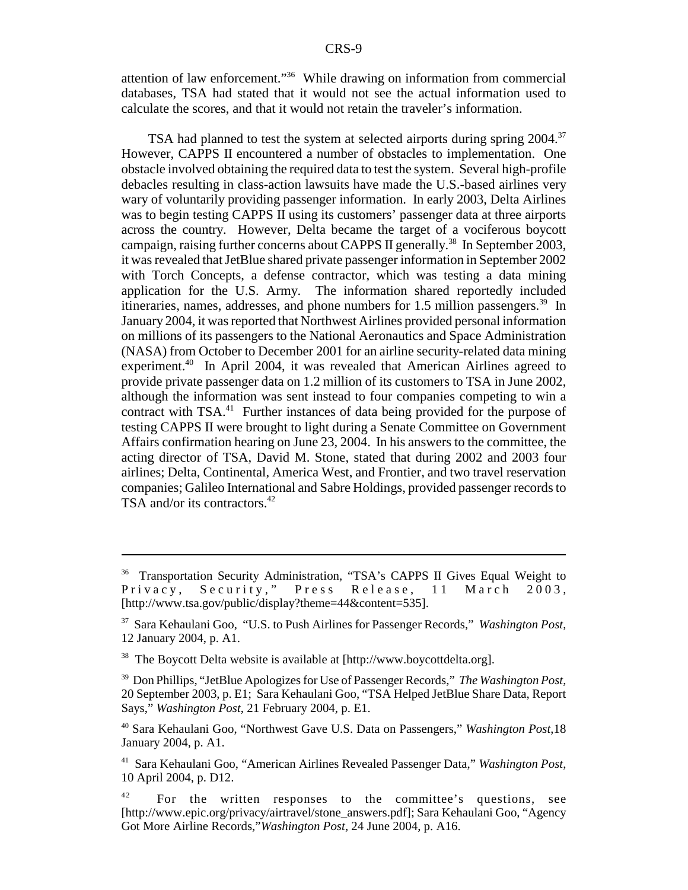attention of law enforcement."[36] While drawing on information from commercial databases, TSA had stated that it would not see the actual information used to calculate the scores, and that it would not retain the traveler's information.

TSA had planned to test the system at selected airports during spring 2004.[37] However, CAPPS II encountered a number of obstacles to implementation. One obstacle involved obtaining the required data to test the system. Several high-profile debacles resulting in class-action lawsuits have made the U.S.-based airlines very wary of voluntarily providing passenger information. In early 2003, Delta Airlines was to begin testing CAPPS II using its customers' passenger data at three airports across the country. However, Delta became the target of a vociferous boycott campaign, raising further concerns about CAPPS II generally.[38] In September 2003, it was revealed that JetBlue shared private passenger information in September 2002 with Torch Concepts, a defense contractor, which was testing a data mining application for the U.S. Army. The information shared reportedly included itineraries, names, addresses, and phone numbers for 1.5 million passengers.[39] In January 2004, it was reported that Northwest Airlines provided personal information on millions of its passengers to the National Aeronautics and Space Administration (NASA) from October to December 2001 for an airline security-related data mining experiment.[40] In April 2004, it was revealed that American Airlines agreed to provide private passenger data on 1.2 million of its customers to TSA in June 2002, although the information was sent instead to four companies competing to win a contract with TSA.[41] Further instances of data being provided for the purpose of testing CAPPS II were brought to light during a Senate Committee on Government Affairs confirmation hearing on June 23, 2004. In his answers to the committee, the acting director of TSA, David M. Stone, stated that during 2002 and 2003 four airlines; Delta, Continental, America West, and Frontier, and two travel reservation companies; Galileo International and Sabre Holdings, provided passenger records to TSA and/or its contractors.[42]

---

[36] Transportation Security Administration, "TSA's CAPPS II Gives Equal Weight to Privacy, Security," Press Release, 11 March 2003, [http://www.tsa.gov/public/display?theme=44&content=535].

[37] Sara Kehaulani Goo, "U.S. to Push Airlines for Passenger Records," *Washington Post*, 12 January 2004, p. A1.

[38] The Boycott Delta website is available at [http://www.boycottdelta.org].

[39] Don Phillips, "JetBlue Apologizes for Use of Passenger Records," *The Washington Post*, 20 September 2003, p. E1; Sara Kehaulani Goo, "TSA Helped JetBlue Share Data, Report Says," *Washington Post*, 21 February 2004, p. E1.

[40] Sara Kehaulani Goo, "Northwest Gave U.S. Data on Passengers," *Washington Post*,18 January 2004, p. A1.

[41] Sara Kehaulani Goo, "American Airlines Revealed Passenger Data," *Washington Post*, 10 April 2004, p. D12.

[42] For the written responses to the committee's questions, see [http://www.epic.org/privacy/airtravel/stone_answers.pdf]; Sara Kehaulani Goo, "Agency Got More Airline Records,"*Washington Post*, 24 June 2004, p. A16.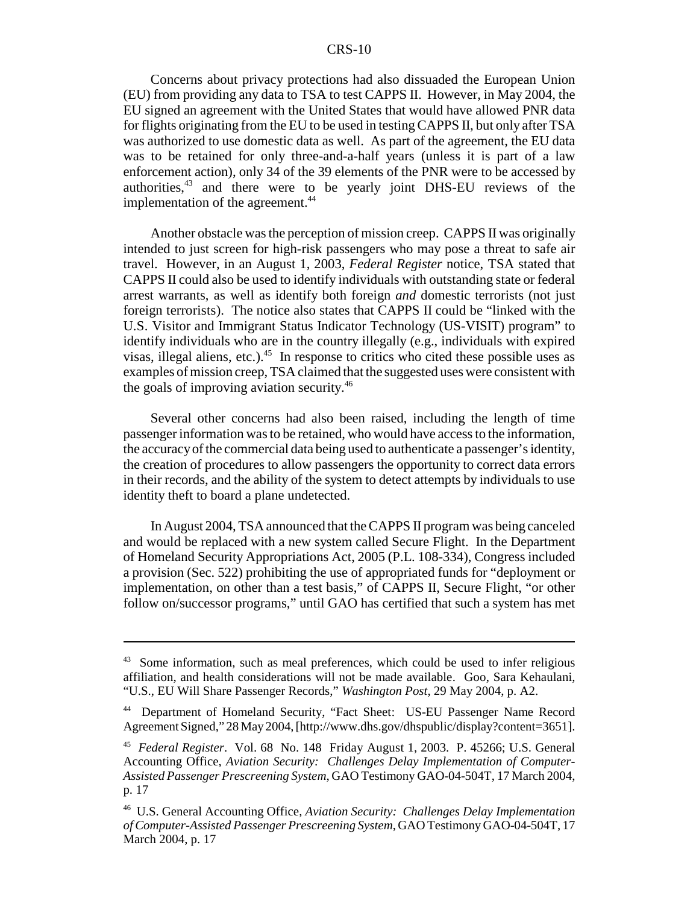Concerns about privacy protections had also dissuaded the European Union (EU) from providing any data to TSA to test CAPPS II. However, in May 2004, the EU signed an agreement with the United States that would have allowed PNR data for flights originating from the EU to be used in testing CAPPS II, but only after TSA was authorized to use domestic data as well. As part of the agreement, the EU data was to be retained for only three-and-a-half years (unless it is part of a law enforcement action), only 34 of the 39 elements of the PNR were to be accessed by authorities,[43] and there were to be yearly joint DHS-EU reviews of the implementation of the agreement.[44]

Another obstacle was the perception of mission creep. CAPPS II was originally intended to just screen for high-risk passengers who may pose a threat to safe air travel. However, in an August 1, 2003, *Federal Register* notice, TSA stated that CAPPS II could also be used to identify individuals with outstanding state or federal arrest warrants, as well as identify both foreign *and* domestic terrorists (not just foreign terrorists). The notice also states that CAPPS II could be "linked with the U.S. Visitor and Immigrant Status Indicator Technology (US-VISIT) program" to identify individuals who are in the country illegally (e.g., individuals with expired visas, illegal aliens, etc.).[45] In response to critics who cited these possible uses as examples of mission creep, TSA claimed that the suggested uses were consistent with the goals of improving aviation security.[46]

Several other concerns had also been raised, including the length of time passenger information was to be retained, who would have access to the information, the accuracy of the commercial data being used to authenticate a passenger's identity, the creation of procedures to allow passengers the opportunity to correct data errors in their records, and the ability of the system to detect attempts by individuals to use identity theft to board a plane undetected.

In August 2004, TSA announced that the CAPPS II program was being canceled and would be replaced with a new system called Secure Flight. In the Department of Homeland Security Appropriations Act, 2005 (P.L. 108-334), Congress included a provision (Sec. 522) prohibiting the use of appropriated funds for "deployment or implementation, on other than a test basis," of CAPPS II, Secure Flight, "or other follow on/successor programs," until GAO has certified that such a system has met

---

[43] Some information, such as meal preferences, which could be used to infer religious affiliation, and health considerations will not be made available. Goo, Sara Kehaulani, "U.S., EU Will Share Passenger Records," *Washington Post*, 29 May 2004, p. A2.

[44] Department of Homeland Security, "Fact Sheet: US-EU Passenger Name Record Agreement Signed," 28 May 2004, [http://www.dhs.gov/dhspublic/display?content=3651].

[45] *Federal Register*. Vol. 68 No. 148 Friday August 1, 2003. P. 45266; U.S. General Accounting Office, *Aviation Security: Challenges Delay Implementation of Computer-Assisted Passenger Prescreening System*, GAO Testimony GAO-04-504T, 17 March 2004, p. 17

[46] U.S. General Accounting Office, *Aviation Security: Challenges Delay Implementation of Computer-Assisted Passenger Prescreening System*, GAO Testimony GAO-04-504T, 17 March 2004, p. 17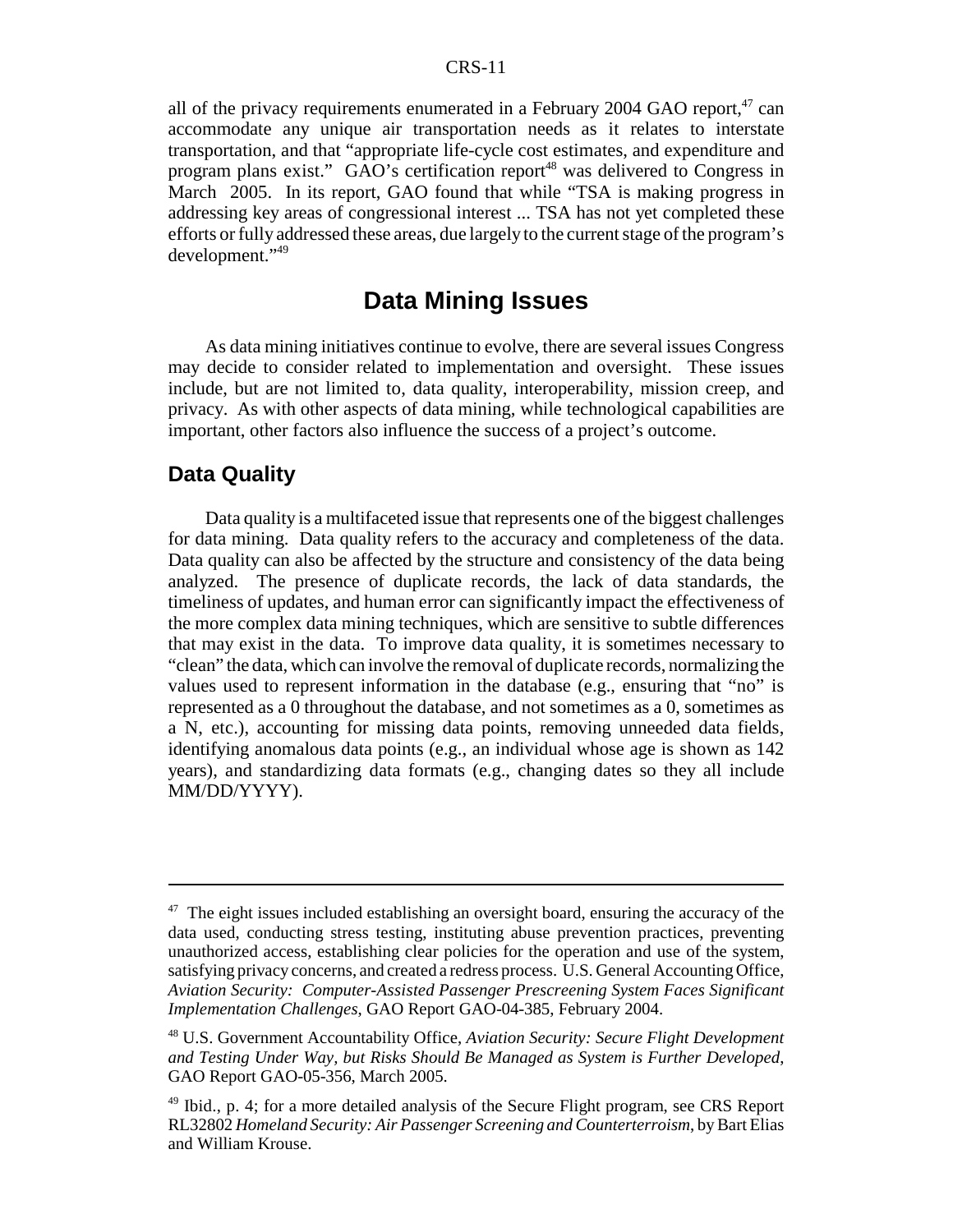all of the privacy requirements enumerated in a February 2004 GAO report,[47] can accommodate any unique air transportation needs as it relates to interstate transportation, and that "appropriate life-cycle cost estimates, and expenditure and program plans exist." GAO's certification report[48] was delivered to Congress in March 2005. In its report, GAO found that while "TSA is making progress in addressing key areas of congressional interest ... TSA has not yet completed these efforts or fully addressed these areas, due largely to the current stage of the program's development."[49]

# Data Mining Issues

As data mining initiatives continue to evolve, there are several issues Congress may decide to consider related to implementation and oversight. These issues include, but are not limited to, data quality, interoperability, mission creep, and privacy. As with other aspects of data mining, while technological capabilities are important, other factors also influence the success of a project's outcome.

## Data Quality

Data quality is a multifaceted issue that represents one of the biggest challenges for data mining. Data quality refers to the accuracy and completeness of the data. Data quality can also be affected by the structure and consistency of the data being analyzed. The presence of duplicate records, the lack of data standards, the timeliness of updates, and human error can significantly impact the effectiveness of the more complex data mining techniques, which are sensitive to subtle differences that may exist in the data. To improve data quality, it is sometimes necessary to "clean" the data, which can involve the removal of duplicate records, normalizing the values used to represent information in the database (e.g., ensuring that "no" is represented as a 0 throughout the database, and not sometimes as a 0, sometimes as a N, etc.), accounting for missing data points, removing unneeded data fields, identifying anomalous data points (e.g., an individual whose age is shown as 142 years), and standardizing data formats (e.g., changing dates so they all include MM/DD/YYYY).

---

[47] The eight issues included establishing an oversight board, ensuring the accuracy of the data used, conducting stress testing, instituting abuse prevention practices, preventing unauthorized access, establishing clear policies for the operation and use of the system, satisfying privacy concerns, and created a redress process. U.S. General Accounting Office, *Aviation Security: Computer-Assisted Passenger Prescreening System Faces Significant Implementation Challenges*, GAO Report GAO-04-385, February 2004.

[48] U.S. Government Accountability Office, *Aviation Security: Secure Flight Development and Testing Under Way, but Risks Should Be Managed as System is Further Developed*, GAO Report GAO-05-356, March 2005.

[49] Ibid., p. 4; for a more detailed analysis of the Secure Flight program, see CRS Report RL32802 *Homeland Security: Air Passenger Screening and Counterterroism*, by Bart Elias and William Krouse.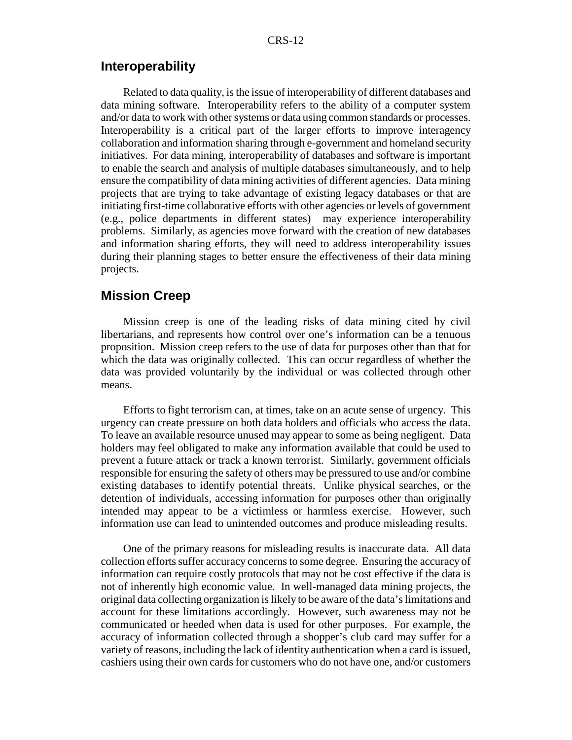## Interoperability

Related to data quality, is the issue of interoperability of different databases and data mining software. Interoperability refers to the ability of a computer system and/or data to work with other systems or data using common standards or processes. Interoperability is a critical part of the larger efforts to improve interagency collaboration and information sharing through e-government and homeland security initiatives. For data mining, interoperability of databases and software is important to enable the search and analysis of multiple databases simultaneously, and to help ensure the compatibility of data mining activities of different agencies. Data mining projects that are trying to take advantage of existing legacy databases or that are initiating first-time collaborative efforts with other agencies or levels of government (e.g., police departments in different states) may experience interoperability problems. Similarly, as agencies move forward with the creation of new databases and information sharing efforts, they will need to address interoperability issues during their planning stages to better ensure the effectiveness of their data mining projects.

## Mission Creep

Mission creep is one of the leading risks of data mining cited by civil libertarians, and represents how control over one's information can be a tenuous proposition. Mission creep refers to the use of data for purposes other than that for which the data was originally collected. This can occur regardless of whether the data was provided voluntarily by the individual or was collected through other means.

Efforts to fight terrorism can, at times, take on an acute sense of urgency. This urgency can create pressure on both data holders and officials who access the data. To leave an available resource unused may appear to some as being negligent. Data holders may feel obligated to make any information available that could be used to prevent a future attack or track a known terrorist. Similarly, government officials responsible for ensuring the safety of others may be pressured to use and/or combine existing databases to identify potential threats. Unlike physical searches, or the detention of individuals, accessing information for purposes other than originally intended may appear to be a victimless or harmless exercise. However, such information use can lead to unintended outcomes and produce misleading results.

One of the primary reasons for misleading results is inaccurate data. All data collection efforts suffer accuracy concerns to some degree. Ensuring the accuracy of information can require costly protocols that may not be cost effective if the data is not of inherently high economic value. In well-managed data mining projects, the original data collecting organization is likely to be aware of the data's limitations and account for these limitations accordingly. However, such awareness may not be communicated or heeded when data is used for other purposes. For example, the accuracy of information collected through a shopper's club card may suffer for a variety of reasons, including the lack of identity authentication when a card is issued, cashiers using their own cards for customers who do not have one, and/or customers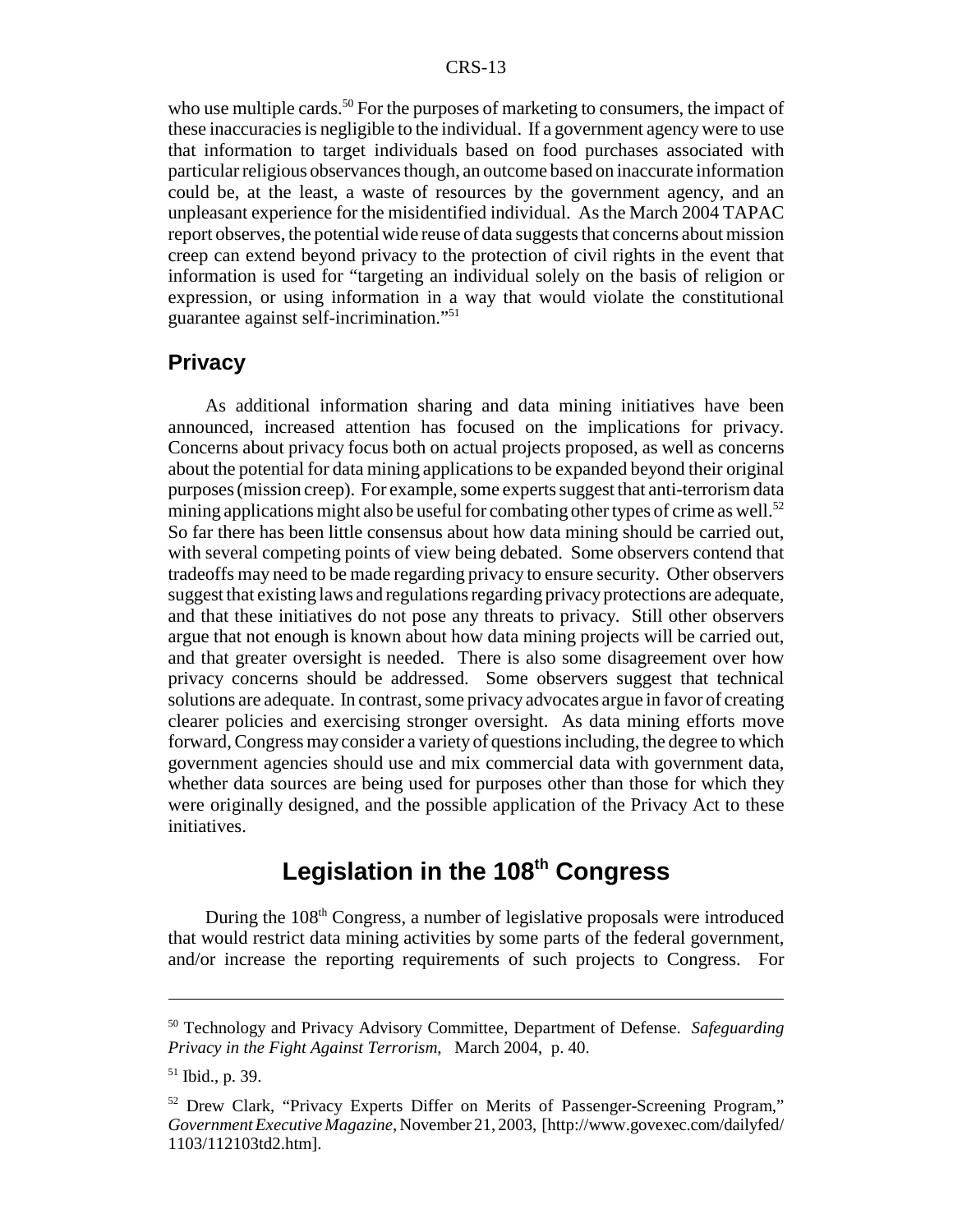who use multiple cards.[50] For the purposes of marketing to consumers, the impact of these inaccuracies is negligible to the individual. If a government agency were to use that information to target individuals based on food purchases associated with particular religious observances though, an outcome based on inaccurate information could be, at the least, a waste of resources by the government agency, and an unpleasant experience for the misidentified individual. As the March 2004 TAPAC report observes, the potential wide reuse of data suggests that concerns about mission creep can extend beyond privacy to the protection of civil rights in the event that information is used for "targeting an individual solely on the basis of religion or expression, or using information in a way that would violate the constitutional guarantee against self-incrimination."[51]

## Privacy

As additional information sharing and data mining initiatives have been announced, increased attention has focused on the implications for privacy. Concerns about privacy focus both on actual projects proposed, as well as concerns about the potential for data mining applications to be expanded beyond their original purposes (mission creep). For example, some experts suggest that anti-terrorism data mining applications might also be useful for combating other types of crime as well.[52] So far there has been little consensus about how data mining should be carried out, with several competing points of view being debated. Some observers contend that tradeoffs may need to be made regarding privacy to ensure security. Other observers suggest that existing laws and regulations regarding privacy protections are adequate, and that these initiatives do not pose any threats to privacy. Still other observers argue that not enough is known about how data mining projects will be carried out, and that greater oversight is needed. There is also some disagreement over how privacy concerns should be addressed. Some observers suggest that technical solutions are adequate. In contrast, some privacy advocates argue in favor of creating clearer policies and exercising stronger oversight. As data mining efforts move forward, Congress may consider a variety of questions including, the degree to which government agencies should use and mix commercial data with government data, whether data sources are being used for purposes other than those for which they were originally designed, and the possible application of the Privacy Act to these initiatives.

# Legislation in the 108th Congress

During the 108th Congress, a number of legislative proposals were introduced that would restrict data mining activities by some parts of the federal government, and/or increase the reporting requirements of such projects to Congress. For

---

[50] Technology and Privacy Advisory Committee, Department of Defense. *Safeguarding Privacy in the Fight Against Terrorism*, March 2004, p. 40.

[51] Ibid., p. 39.

[52] Drew Clark, "Privacy Experts Differ on Merits of Passenger-Screening Program," *Government Executive Magazine*, November 21, 2003, [http://www.govexec.com/dailyfed/1103/112103td2.htm].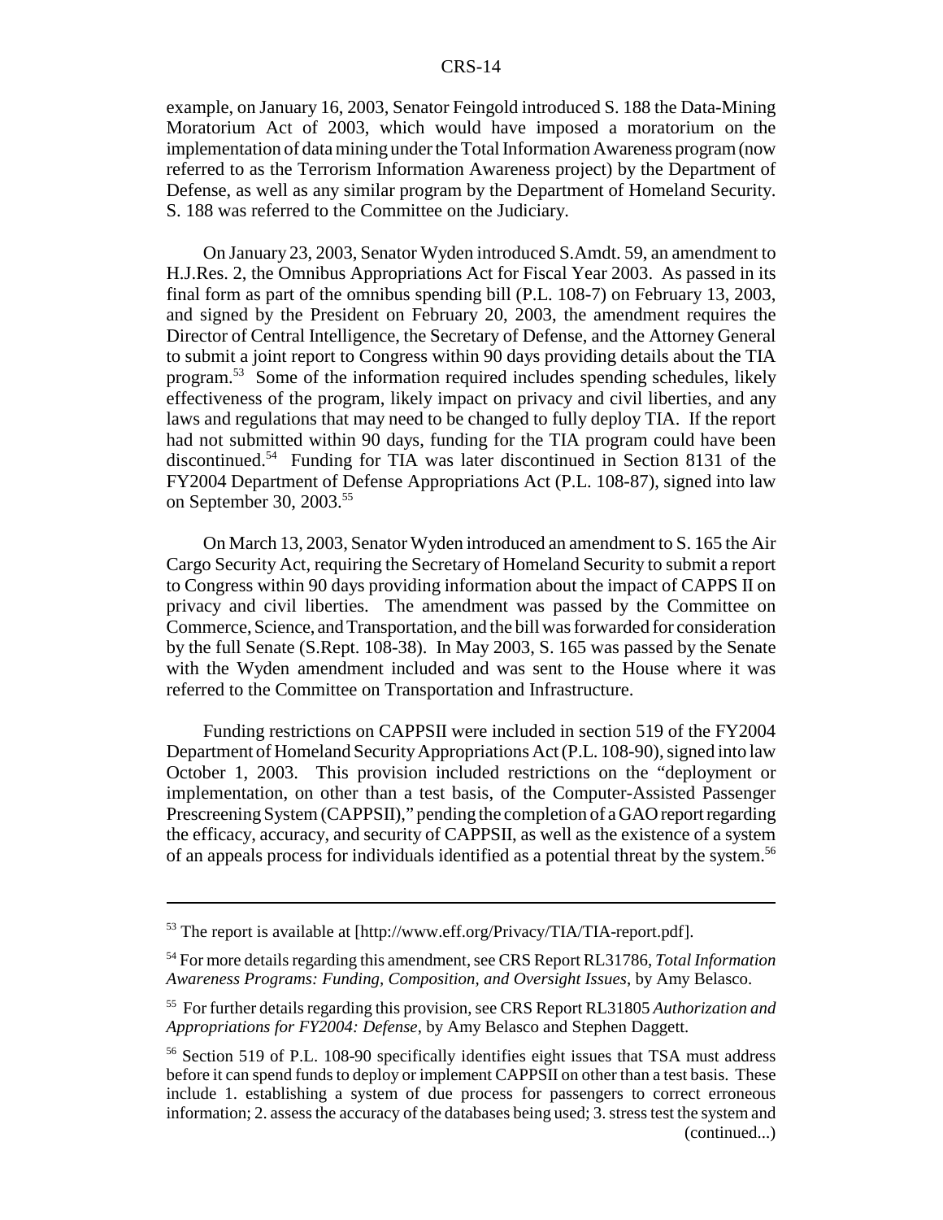example, on January 16, 2003, Senator Feingold introduced S. 188 the Data-Mining Moratorium Act of 2003, which would have imposed a moratorium on the implementation of data mining under the Total Information Awareness program (now referred to as the Terrorism Information Awareness project) by the Department of Defense, as well as any similar program by the Department of Homeland Security. S. 188 was referred to the Committee on the Judiciary.

On January 23, 2003, Senator Wyden introduced S.Amdt. 59, an amendment to H.J.Res. 2, the Omnibus Appropriations Act for Fiscal Year 2003. As passed in its final form as part of the omnibus spending bill (P.L. 108-7) on February 13, 2003, and signed by the President on February 20, 2003, the amendment requires the Director of Central Intelligence, the Secretary of Defense, and the Attorney General to submit a joint report to Congress within 90 days providing details about the TIA program.[53] Some of the information required includes spending schedules, likely effectiveness of the program, likely impact on privacy and civil liberties, and any laws and regulations that may need to be changed to fully deploy TIA. If the report had not submitted within 90 days, funding for the TIA program could have been discontinued.[54] Funding for TIA was later discontinued in Section 8131 of the FY2004 Department of Defense Appropriations Act (P.L. 108-87), signed into law on September 30, 2003.[55]

On March 13, 2003, Senator Wyden introduced an amendment to S. 165 the Air Cargo Security Act, requiring the Secretary of Homeland Security to submit a report to Congress within 90 days providing information about the impact of CAPPS II on privacy and civil liberties. The amendment was passed by the Committee on Commerce, Science, and Transportation, and the bill was forwarded for consideration by the full Senate (S.Rept. 108-38). In May 2003, S. 165 was passed by the Senate with the Wyden amendment included and was sent to the House where it was referred to the Committee on Transportation and Infrastructure.

Funding restrictions on CAPPSII were included in section 519 of the FY2004 Department of Homeland Security Appropriations Act (P.L. 108-90), signed into law October 1, 2003. This provision included restrictions on the "deployment or implementation, on other than a test basis, of the Computer-Assisted Passenger Prescreening System (CAPPSII)," pending the completion of a GAO report regarding the efficacy, accuracy, and security of CAPPSII, as well as the existence of a system of an appeals process for individuals identified as a potential threat by the system.[56]

---

[53] The report is available at [http://www.eff.org/Privacy/TIA/TIA-report.pdf].

[54] For more details regarding this amendment, see CRS Report RL31786, *Total Information Awareness Programs: Funding, Composition, and Oversight Issues*, by Amy Belasco.

[55] For further details regarding this provision, see CRS Report RL31805 *Authorization and Appropriations for FY2004: Defense*, by Amy Belasco and Stephen Daggett.

[56] Section 519 of P.L. 108-90 specifically identifies eight issues that TSA must address before it can spend funds to deploy or implement CAPPSII on other than a test basis. These include 1. establishing a system of due process for passengers to correct erroneous information; 2. assess the accuracy of the databases being used; 3. stress test the system and (continued...)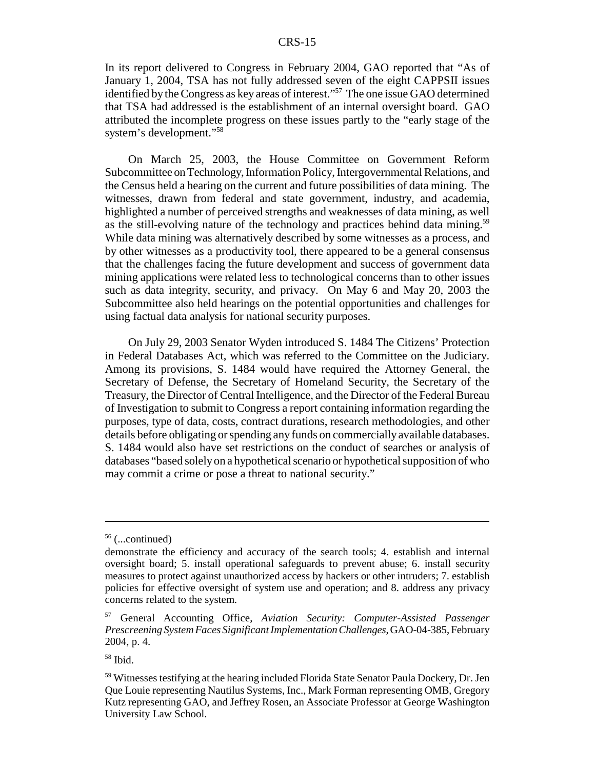In its report delivered to Congress in February 2004, GAO reported that "As of January 1, 2004, TSA has not fully addressed seven of the eight CAPPSII issues identified by the Congress as key areas of interest."[57] The one issue GAO determined that TSA had addressed is the establishment of an internal oversight board. GAO attributed the incomplete progress on these issues partly to the "early stage of the system's development."[58]

On March 25, 2003, the House Committee on Government Reform Subcommittee on Technology, Information Policy, Intergovernmental Relations, and the Census held a hearing on the current and future possibilities of data mining. The witnesses, drawn from federal and state government, industry, and academia, highlighted a number of perceived strengths and weaknesses of data mining, as well as the still-evolving nature of the technology and practices behind data mining.[59] While data mining was alternatively described by some witnesses as a process, and by other witnesses as a productivity tool, there appeared to be a general consensus that the challenges facing the future development and success of government data mining applications were related less to technological concerns than to other issues such as data integrity, security, and privacy. On May 6 and May 20, 2003 the Subcommittee also held hearings on the potential opportunities and challenges for using factual data analysis for national security purposes.

On July 29, 2003 Senator Wyden introduced S. 1484 The Citizens' Protection in Federal Databases Act, which was referred to the Committee on the Judiciary. Among its provisions, S. 1484 would have required the Attorney General, the Secretary of Defense, the Secretary of Homeland Security, the Secretary of the Treasury, the Director of Central Intelligence, and the Director of the Federal Bureau of Investigation to submit to Congress a report containing information regarding the purposes, type of data, costs, contract durations, research methodologies, and other details before obligating or spending any funds on commercially available databases. S. 1484 would also have set restrictions on the conduct of searches or analysis of databases "based solely on a hypothetical scenario or hypothetical supposition of who may commit a crime or pose a threat to national security."

---

[56] (...continued)

demonstrate the efficiency and accuracy of the search tools; 4. establish and internal oversight board; 5. install operational safeguards to prevent abuse; 6. install security measures to protect against unauthorized access by hackers or other intruders; 7. establish policies for effective oversight of system use and operation; and 8. address any privacy concerns related to the system.

[57] General Accounting Office, *Aviation Security: Computer-Assisted Passenger Prescreening System Faces Significant Implementation Challenges*, GAO-04-385, February 2004, p. 4.

[58] Ibid.

[59] Witnesses testifying at the hearing included Florida State Senator Paula Dockery, Dr. Jen Que Louie representing Nautilus Systems, Inc., Mark Forman representing OMB, Gregory Kutz representing GAO, and Jeffrey Rosen, an Associate Professor at George Washington University Law School.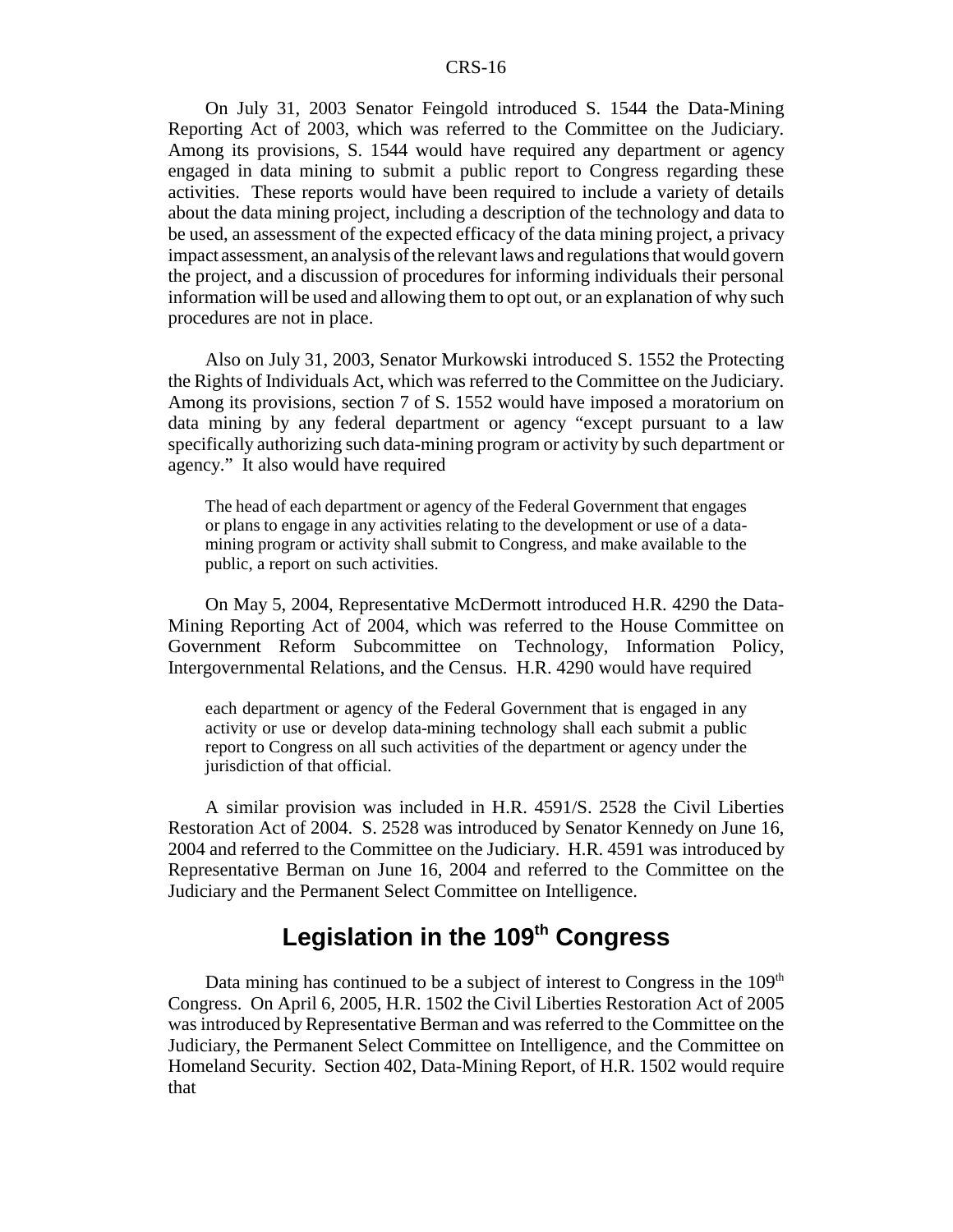On July 31, 2003 Senator Feingold introduced S. 1544 the Data-Mining Reporting Act of 2003, which was referred to the Committee on the Judiciary. Among its provisions, S. 1544 would have required any department or agency engaged in data mining to submit a public report to Congress regarding these activities. These reports would have been required to include a variety of details about the data mining project, including a description of the technology and data to be used, an assessment of the expected efficacy of the data mining project, a privacy impact assessment, an analysis of the relevant laws and regulations that would govern the project, and a discussion of procedures for informing individuals their personal information will be used and allowing them to opt out, or an explanation of why such procedures are not in place.

Also on July 31, 2003, Senator Murkowski introduced S. 1552 the Protecting the Rights of Individuals Act, which was referred to the Committee on the Judiciary. Among its provisions, section 7 of S. 1552 would have imposed a moratorium on data mining by any federal department or agency "except pursuant to a law specifically authorizing such data-mining program or activity by such department or agency." It also would have required

> The head of each department or agency of the Federal Government that engages or plans to engage in any activities relating to the development or use of a data-mining program or activity shall submit to Congress, and make available to the public, a report on such activities.

On May 5, 2004, Representative McDermott introduced H.R. 4290 the Data-Mining Reporting Act of 2004, which was referred to the House Committee on Government Reform Subcommittee on Technology, Information Policy, Intergovernmental Relations, and the Census. H.R. 4290 would have required

> each department or agency of the Federal Government that is engaged in any activity or use or develop data-mining technology shall each submit a public report to Congress on all such activities of the department or agency under the jurisdiction of that official.

A similar provision was included in H.R. 4591/S. 2528 the Civil Liberties Restoration Act of 2004. S. 2528 was introduced by Senator Kennedy on June 16, 2004 and referred to the Committee on the Judiciary. H.R. 4591 was introduced by Representative Berman on June 16, 2004 and referred to the Committee on the Judiciary and the Permanent Select Committee on Intelligence.

## Legislation in the 109th Congress

Data mining has continued to be a subject of interest to Congress in the 109th Congress. On April 6, 2005, H.R. 1502 the Civil Liberties Restoration Act of 2005 was introduced by Representative Berman and was referred to the Committee on the Judiciary, the Permanent Select Committee on Intelligence, and the Committee on Homeland Security. Section 402, Data-Mining Report, of H.R. 1502 would require that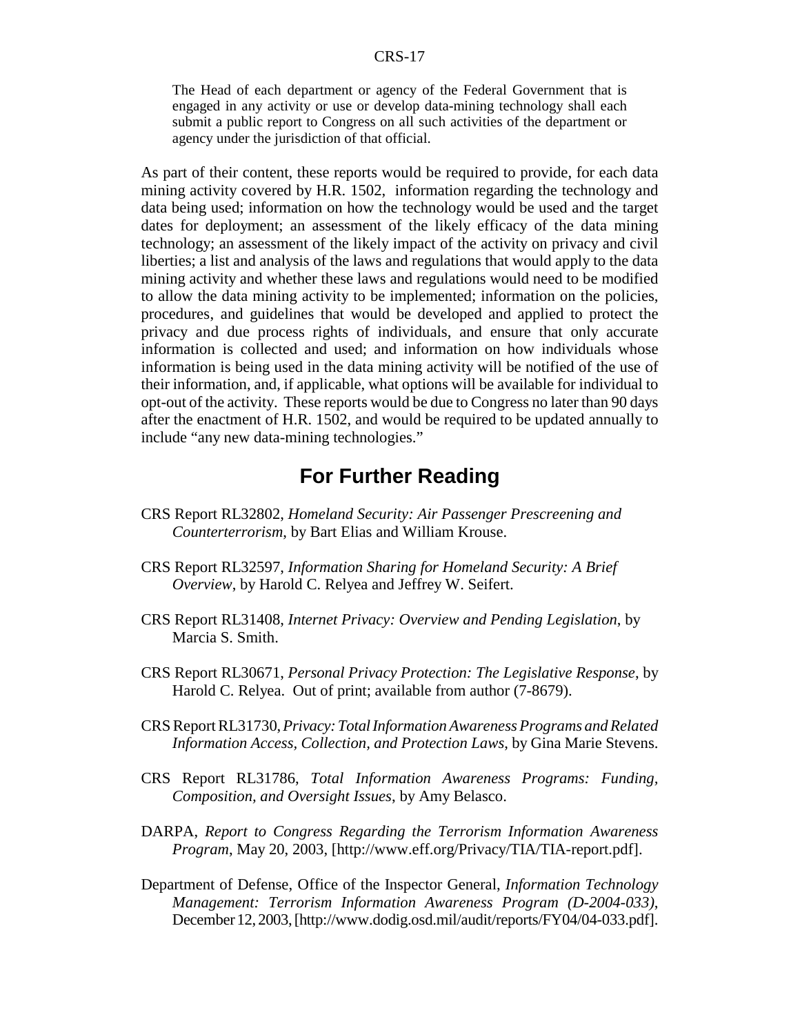> The Head of each department or agency of the Federal Government that is engaged in any activity or use or develop data-mining technology shall each submit a public report to Congress on all such activities of the department or agency under the jurisdiction of that official.

As part of their content, these reports would be required to provide, for each data mining activity covered by H.R. 1502, information regarding the technology and data being used; information on how the technology would be used and the target dates for deployment; an assessment of the likely efficacy of the data mining technology; an assessment of the likely impact of the activity on privacy and civil liberties; a list and analysis of the laws and regulations that would apply to the data mining activity and whether these laws and regulations would need to be modified to allow the data mining activity to be implemented; information on the policies, procedures, and guidelines that would be developed and applied to protect the privacy and due process rights of individuals, and ensure that only accurate information is collected and used; and information on how individuals whose information is being used in the data mining activity will be notified of the use of their information, and, if applicable, what options will be available for individual to opt-out of the activity. These reports would be due to Congress no later than 90 days after the enactment of H.R. 1502, and would be required to be updated annually to include "any new data-mining technologies."

## For Further Reading

CRS Report RL32802, *Homeland Security: Air Passenger Prescreening and Counterterrorism*, by Bart Elias and William Krouse.

CRS Report RL32597, *Information Sharing for Homeland Security: A Brief Overview*, by Harold C. Relyea and Jeffrey W. Seifert.

CRS Report RL31408, *Internet Privacy: Overview and Pending Legislation*, by Marcia S. Smith.

CRS Report RL30671, *Personal Privacy Protection: The Legislative Response*, by Harold C. Relyea. Out of print; available from author (7-8679).

CRS Report RL31730, *Privacy: Total Information Awareness Programs and Related Information Access, Collection, and Protection Laws*, by Gina Marie Stevens.

CRS Report RL31786, *Total Information Awareness Programs: Funding, Composition, and Oversight Issues*, by Amy Belasco.

DARPA, *Report to Congress Regarding the Terrorism Information Awareness Program*, May 20, 2003, [http://www.eff.org/Privacy/TIA/TIA-report.pdf].

Department of Defense, Office of the Inspector General, *Information Technology Management: Terrorism Information Awareness Program (D-2004-033)*, December 12, 2003, [http://www.dodig.osd.mil/audit/reports/FY04/04-033.pdf].